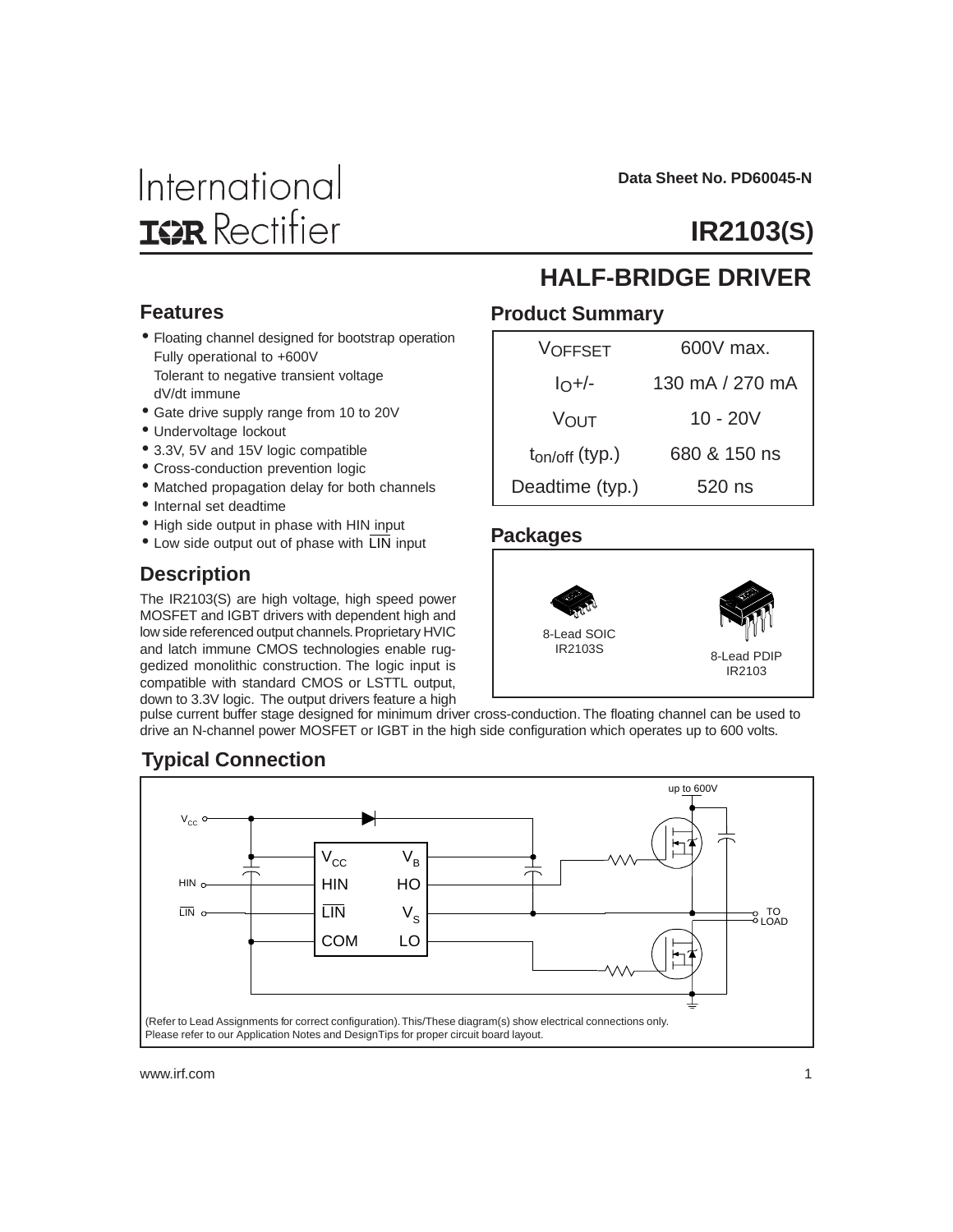International
IOR Rectifier

Data Sheet No. PD60045-N

# IR2103(S)

## HALF-BRIDGE DRIVER

### Features

- Floating channel designed for bootstrap operation
  Fully operational to +600V
  Tolerant to negative transient voltage
  dV/dt immune
- Gate drive supply range from 10 to 20V
- Undervoltage lockout
- 3.3V, 5V and 15V logic compatible
- Cross-conduction prevention logic
- Matched propagation delay for both channels
- Internal set deadtime
- High side output in phase with HIN input
- Low side output out of phase with $\overline{\text{LIN}}$ input

### Product Summary

| | |
|---|---|
| $V_{OFFSET}$ | 600V max. |
| $I_O$+/- | 130 mA / 270 mA |
| $V_{OUT}$ | 10 - 20V |
| $t_{on/off}$ (typ.) | 680 & 150 ns |
| Deadtime (typ.) | 520 ns |

### Packages

8-Lead SOIC IR2103S

8-Lead PDIP IR2103

### Description

The IR2103(S) are high voltage, high speed power MOSFET and IGBT drivers with dependent high and low side referenced output channels. Proprietary HVIC and latch immune CMOS technologies enable ruggedized monolithic construction. The logic input is compatible with standard CMOS or LSTTL output, down to 3.3V logic. The output drivers feature a high pulse current buffer stage designed for minimum driver cross-conduction. The floating channel can be used to drive an N-channel power MOSFET or IGBT in the high side configuration which operates up to 600 volts.

### Typical Connection

up to 600V

$V_{CC}$, HIN, $\overline{\text{LIN}}$, COM, $V_B$, HO, $V_S$, LO, TO LOAD

(Refer to Lead Assignments for correct configuration). This/These diagram(s) show electrical connections only. Please refer to our Application Notes and DesignTips for proper circuit board layout.

www.irf.com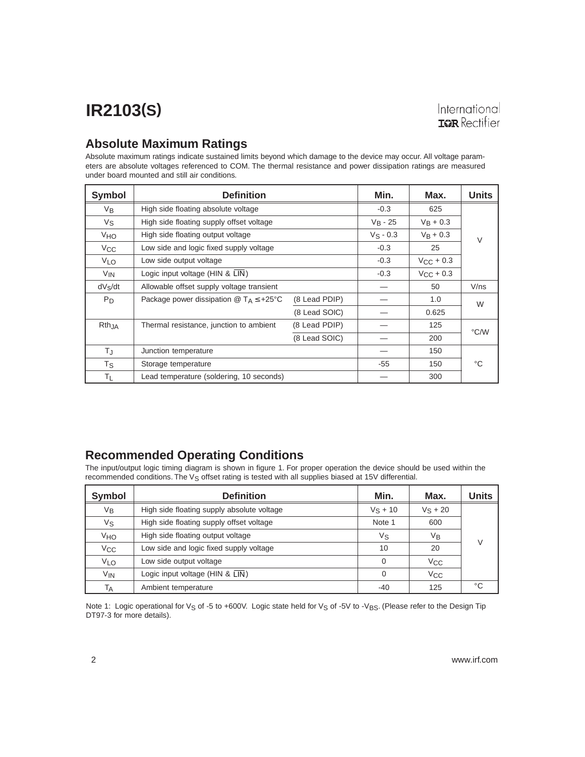## Absolute Maximum Ratings

Absolute maximum ratings indicate sustained limits beyond which damage to the device may occur. All voltage parameters are absolute voltages referenced to COM. The thermal resistance and power dissipation ratings are measured under board mounted and still air conditions.

| Symbol | Definition | | Min. | Max. | Units |
|---|---|---|---|---|---|
| $V_B$ | High side floating absolute voltage | | -0.3 | 625 | V |
| $V_S$ | High side floating supply offset voltage | | $V_B$ - 25 | $V_B$ + 0.3 | |
| $V_{HO}$ | High side floating output voltage | | $V_S$ - 0.3 | $V_B$ + 0.3 | |
| $V_{CC}$ | Low side and logic fixed supply voltage | | -0.3 | 25 | |
| $V_{LO}$ | Low side output voltage | | -0.3 | $V_{CC}$ + 0.3 | |
| $V_{IN}$ | Logic input voltage (HIN & $\overline{LIN}$) | | -0.3 | $V_{CC}$ + 0.3 | |
| $dV_S/dt$ | Allowable offset supply voltage transient | | — | 50 | V/ns |
| $P_D$ | Package power dissipation @ $T_A \leq +25°C$ | (8 Lead PDIP) | — | 1.0 | W |
| | | (8 Lead SOIC) | — | 0.625 | |
| $Rth_{JA}$ | Thermal resistance, junction to ambient | (8 Lead PDIP) | — | 125 | °C/W |
| | | (8 Lead SOIC) | — | 200 | |
| $T_J$ | Junction temperature | | — | 150 | °C |
| $T_S$ | Storage temperature | | -55 | 150 | |
| $T_L$ | Lead temperature (soldering, 10 seconds) | | — | 300 | |

## Recommended Operating Conditions

The input/output logic timing diagram is shown in figure 1. For proper operation the device should be used within the recommended conditions. The $V_S$ offset rating is tested with all supplies biased at 15V differential.

| Symbol | Definition | Min. | Max. | Units |
|---|---|---|---|---|
| $V_B$ | High side floating supply absolute voltage | $V_S$ + 10 | $V_S$ + 20 | V |
| $V_S$ | High side floating supply offset voltage | Note 1 | 600 | |
| $V_{HO}$ | High side floating output voltage | $V_S$ | $V_B$ | |
| $V_{CC}$ | Low side and logic fixed supply voltage | 10 | 20 | |
| $V_{LO}$ | Low side output voltage | 0 | $V_{CC}$ | |
| $V_{IN}$ | Logic input voltage (HIN & $\overline{LIN}$) | 0 | $V_{CC}$ | |
| $T_A$ | Ambient temperature | -40 | 125 | °C |

Note 1: Logic operational for $V_S$ of -5 to +600V. Logic state held for $V_S$ of -5V to $-V_{BS}$. (Please refer to the Design Tip DT97-3 for more details).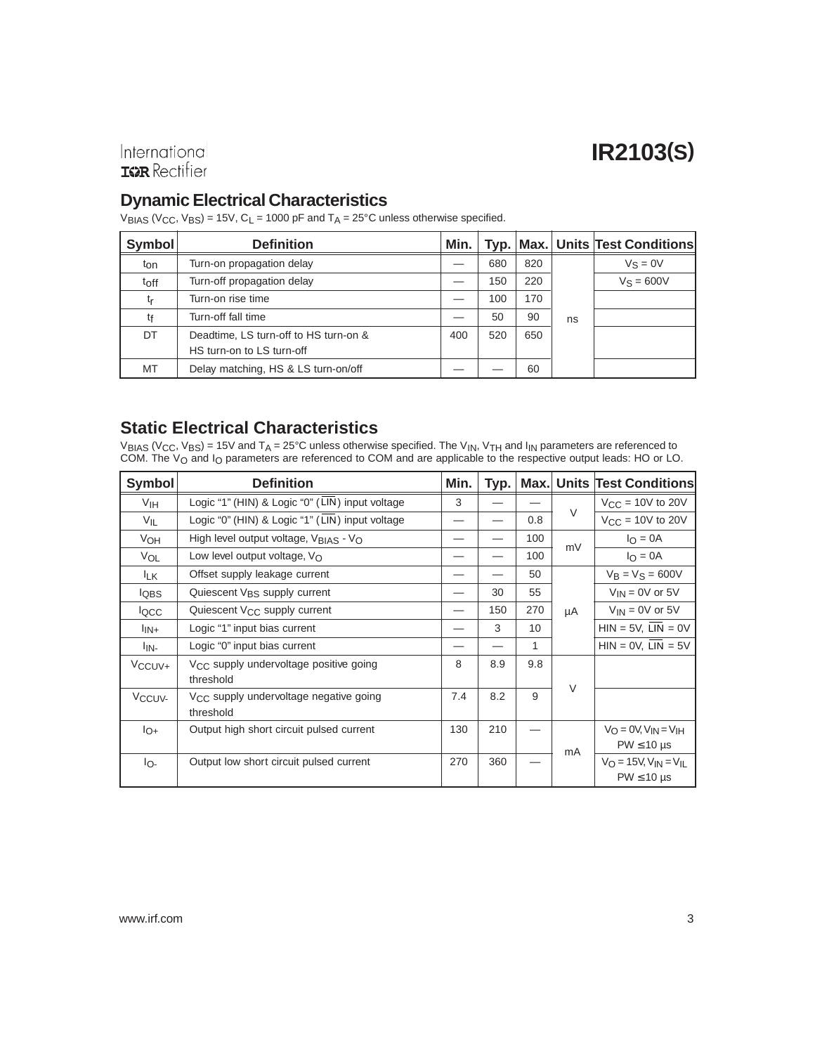## Dynamic Electrical Characteristics

$V_{BIAS}$ ($V_{CC}$, $V_{BS}$) = 15V, $C_L$ = 1000 pF and $T_A$ = 25°C unless otherwise specified.

| Symbol | Definition | Min. | Typ. | Max. | Units | Test Conditions |
|---|---|---|---|---|---|---|
| $t_{on}$ | Turn-on propagation delay | — | 680 | 820 | ns | $V_S$ = 0V |
| $t_{off}$ | Turn-off propagation delay | — | 150 | 220 | | $V_S$ = 600V |
| $t_r$ | Turn-on rise time | — | 100 | 170 | | |
| $t_f$ | Turn-off fall time | — | 50 | 90 | | |
| DT | Deadtime, LS turn-off to HS turn-on & HS turn-on to LS turn-off | 400 | 520 | 650 | | |
| MT | Delay matching, HS & LS turn-on/off | — | — | 60 | | |

## Static Electrical Characteristics

$V_{BIAS}$ ($V_{CC}$, $V_{BS}$) = 15V and $T_A$ = 25°C unless otherwise specified. The $V_{IN}$, $V_{TH}$ and $I_{IN}$ parameters are referenced to COM. The $V_O$ and $I_O$ parameters are referenced to COM and are applicable to the respective output leads: HO or LO.

| Symbol | Definition | Min. | Typ. | Max. | Units | Test Conditions |
|---|---|---|---|---|---|---|
| $V_{IH}$ | Logic "1" (HIN) & Logic "0" ($\overline{LIN}$) input voltage | 3 | — | — | V | $V_{CC}$ = 10V to 20V |
| $V_{IL}$ | Logic "0" (HIN) & Logic "1" ($\overline{LIN}$) input voltage | — | — | 0.8 | | $V_{CC}$ = 10V to 20V |
| $V_{OH}$ | High level output voltage, $V_{BIAS}$ - $V_O$ | — | — | 100 | mV | $I_O$ = 0A |
| $V_{OL}$ | Low level output voltage, $V_O$ | — | — | 100 | | $I_O$ = 0A |
| $I_{LK}$ | Offset supply leakage current | — | — | 50 | µA | $V_B$ = $V_S$ = 600V |
| $I_{QBS}$ | Quiescent $V_{BS}$ supply current | — | 30 | 55 | | $V_{IN}$ = 0V or 5V |
| $I_{QCC}$ | Quiescent $V_{CC}$ supply current | — | 150 | 270 | | $V_{IN}$ = 0V or 5V |
| $I_{IN+}$ | Logic "1" input bias current | — | 3 | 10 | | HIN = 5V, $\overline{LIN}$ = 0V |
| $I_{IN-}$ | Logic "0" input bias current | — | — | 1 | | HIN = 0V, $\overline{LIN}$ = 5V |
| $V_{CCUV+}$ | $V_{CC}$ supply undervoltage positive going threshold | 8 | 8.9 | 9.8 | V | |
| $V_{CCUV-}$ | $V_{CC}$ supply undervoltage negative going threshold | 7.4 | 8.2 | 9 | | |
| $I_{O+}$ | Output high short circuit pulsed current | 130 | 210 | — | mA | $V_O$ = 0V, $V_{IN}$ = $V_{IH}$ PW ≤ 10 µs |
| $I_{O-}$ | Output low short circuit pulsed current | 270 | 360 | — | | $V_O$ = 15V, $V_{IN}$ = $V_{IL}$ PW ≤ 10 µs |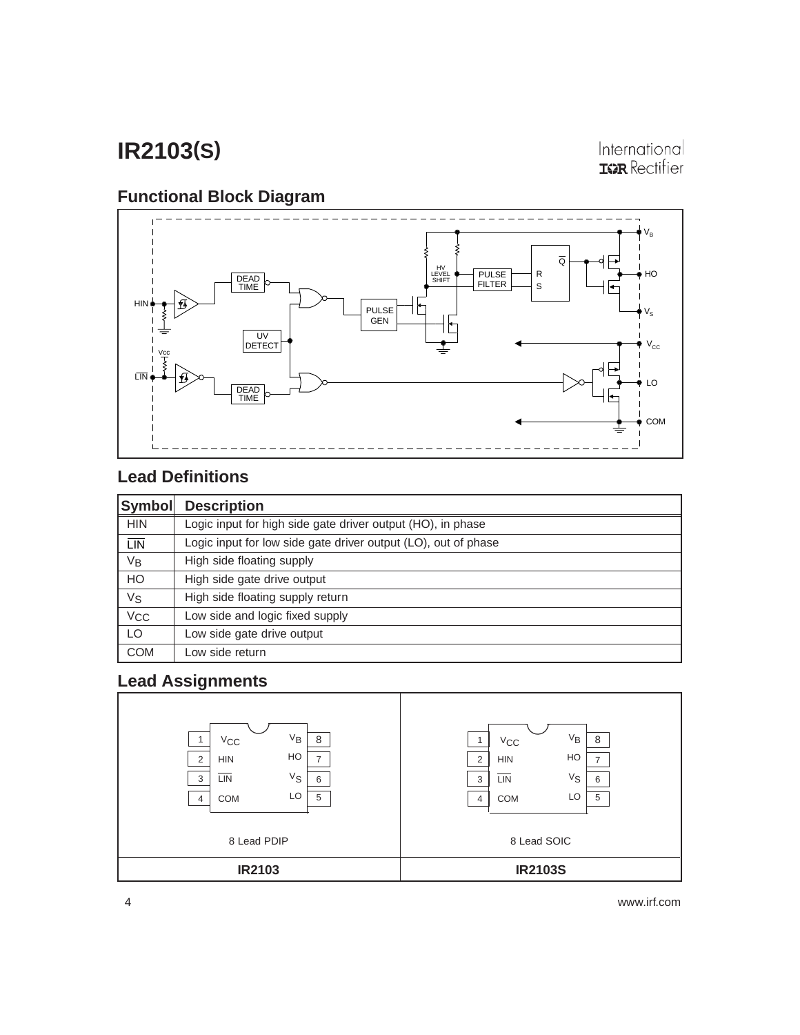## Functional Block Diagram

## Lead Definitions

| Symbol | Description |
|---|---|
| HIN | Logic input for high side gate driver output (HO), in phase |
| $\overline{LIN}$ | Logic input for low side gate driver output (LO), out of phase |
| $V_B$ | High side floating supply |
| HO | High side gate drive output |
| $V_S$ | High side floating supply return |
| $V_{CC}$ | Low side and logic fixed supply |
| LO | Low side gate drive output |
| COM | Low side return |

## Lead Assignments

| 8 Lead PDIP | 8 Lead SOIC |
|---|---|
| 1 $V_{CC}$, 2 HIN, 3 $\overline{LIN}$, 4 COM, 5 LO, 6 $V_S$, 7 HO, 8 $V_B$ | 1 $V_{CC}$, 2 HIN, 3 $\overline{LIN}$, 4 COM, 5 LO, 6 $V_S$, 7 HO, 8 $V_B$ |
| **IR2103** | **IR2103S** |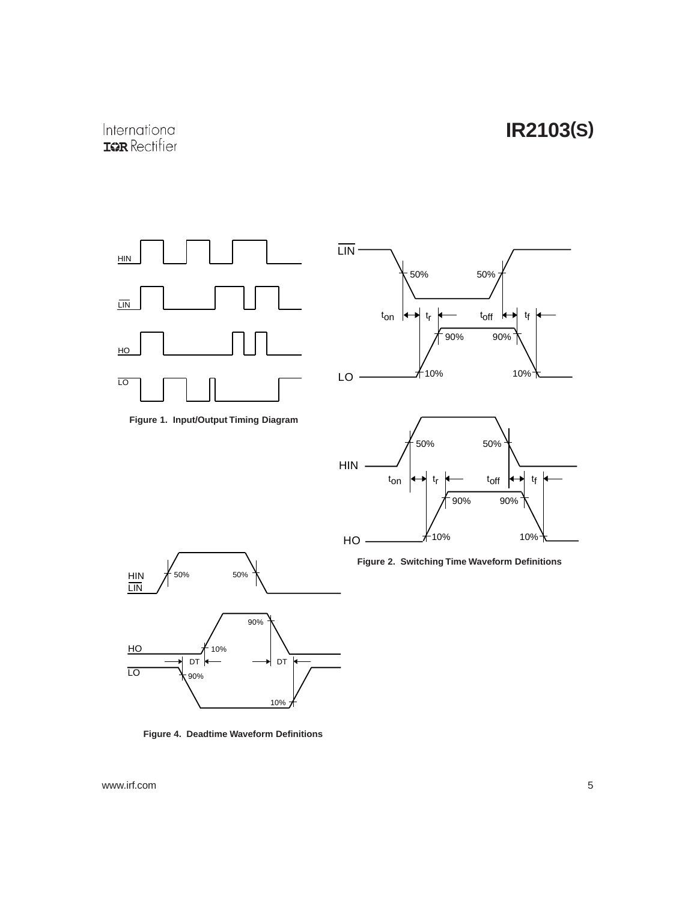Figure 1. Input/Output Timing Diagram

Figure 2. Switching Time Waveform Definitions

Figure 4. Deadtime Waveform Definitions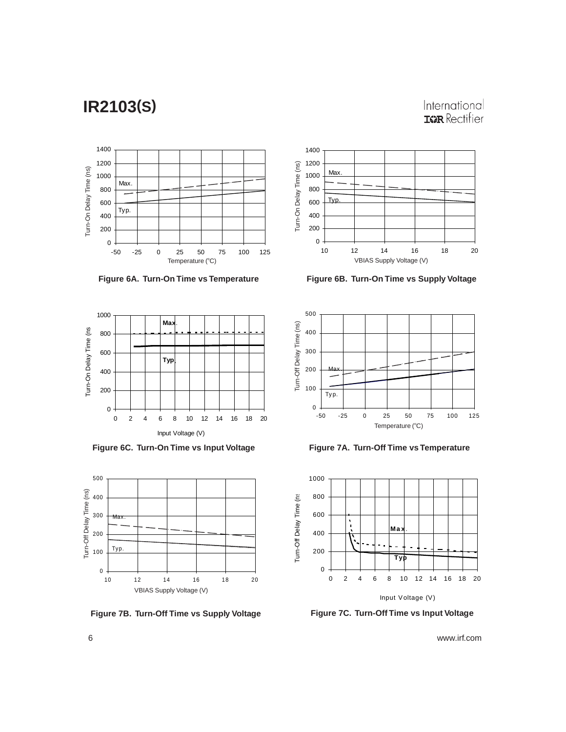Figure 6A. Turn-On Time vs Temperature

Figure 6B. Turn-On Time vs Supply Voltage

Figure 6C. Turn-On Time vs Input Voltage

Figure 7A. Turn-Off Time vs Temperature

Figure 7B. Turn-Off Time vs Supply Voltage

Figure 7C. Turn-Off Time vs Input Voltage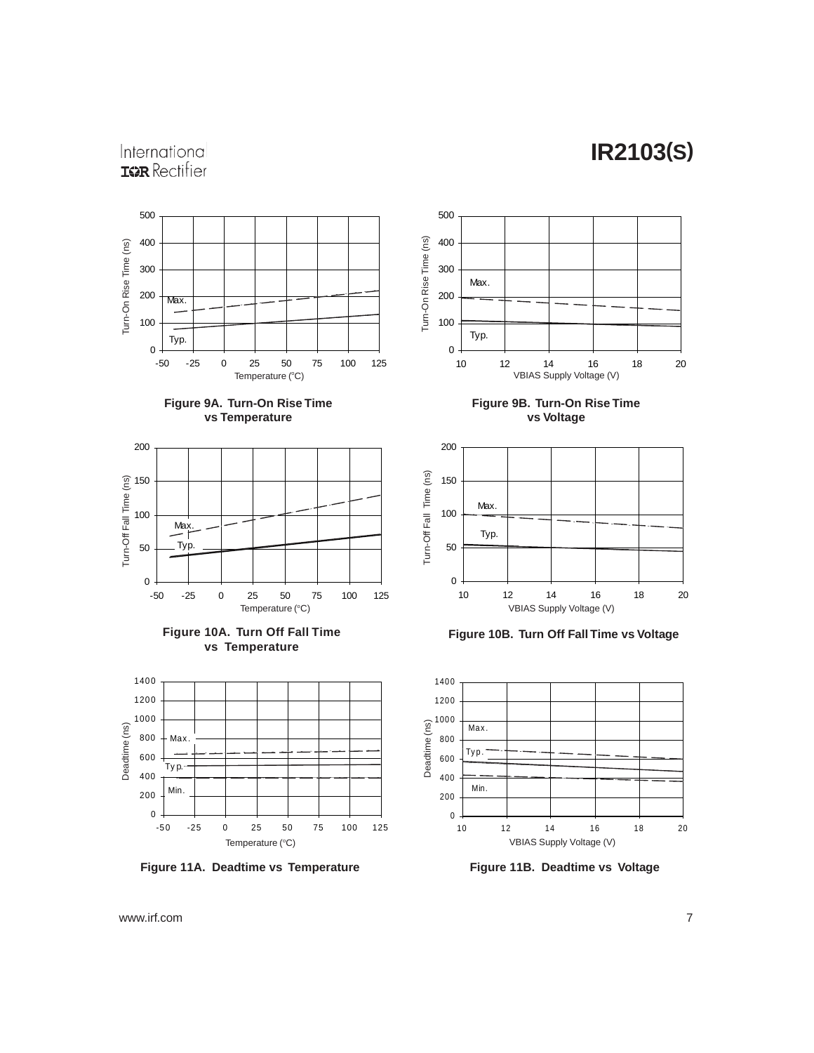Figure 9A. Turn-On Rise Time vs Temperature

Figure 9B. Turn-On Rise Time vs Voltage

Figure 10A. Turn Off Fall Time vs Temperature

Figure 10B. Turn Off Fall Time vs Voltage

Figure 11A. Deadtime vs Temperature

Figure 11B. Deadtime vs Voltage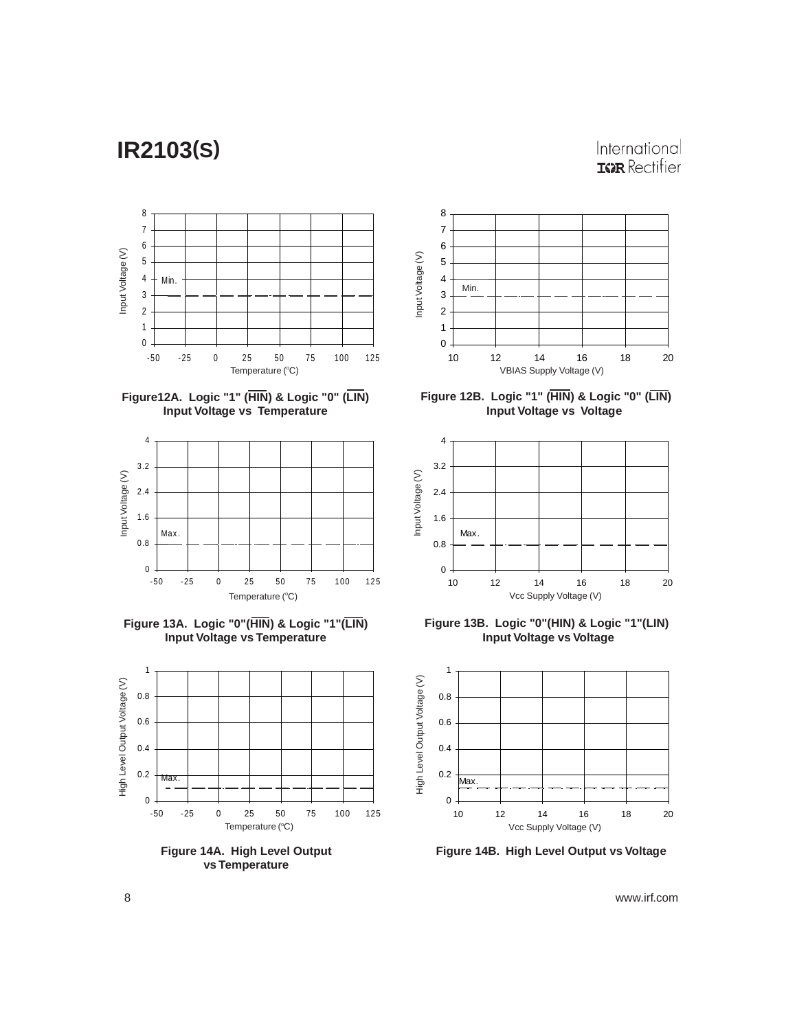Figure12A. Logic "1" ($\overline{HIN}$) & Logic "0" ($\overline{LIN}$) Input Voltage vs Temperature

Figure 12B. Logic "1" ($\overline{HIN}$) & Logic "0" ($\overline{LIN}$) Input Voltage vs Voltage

Figure 13A. Logic "0"($\overline{HIN}$) & Logic "1"($\overline{LIN}$) Input Voltage vs Temperature

Figure 13B. Logic "0"(HIN) & Logic "1"(LIN) Input Voltage vs Voltage

Figure 14A. High Level Output vs Temperature

Figure 14B. High Level Output vs Voltage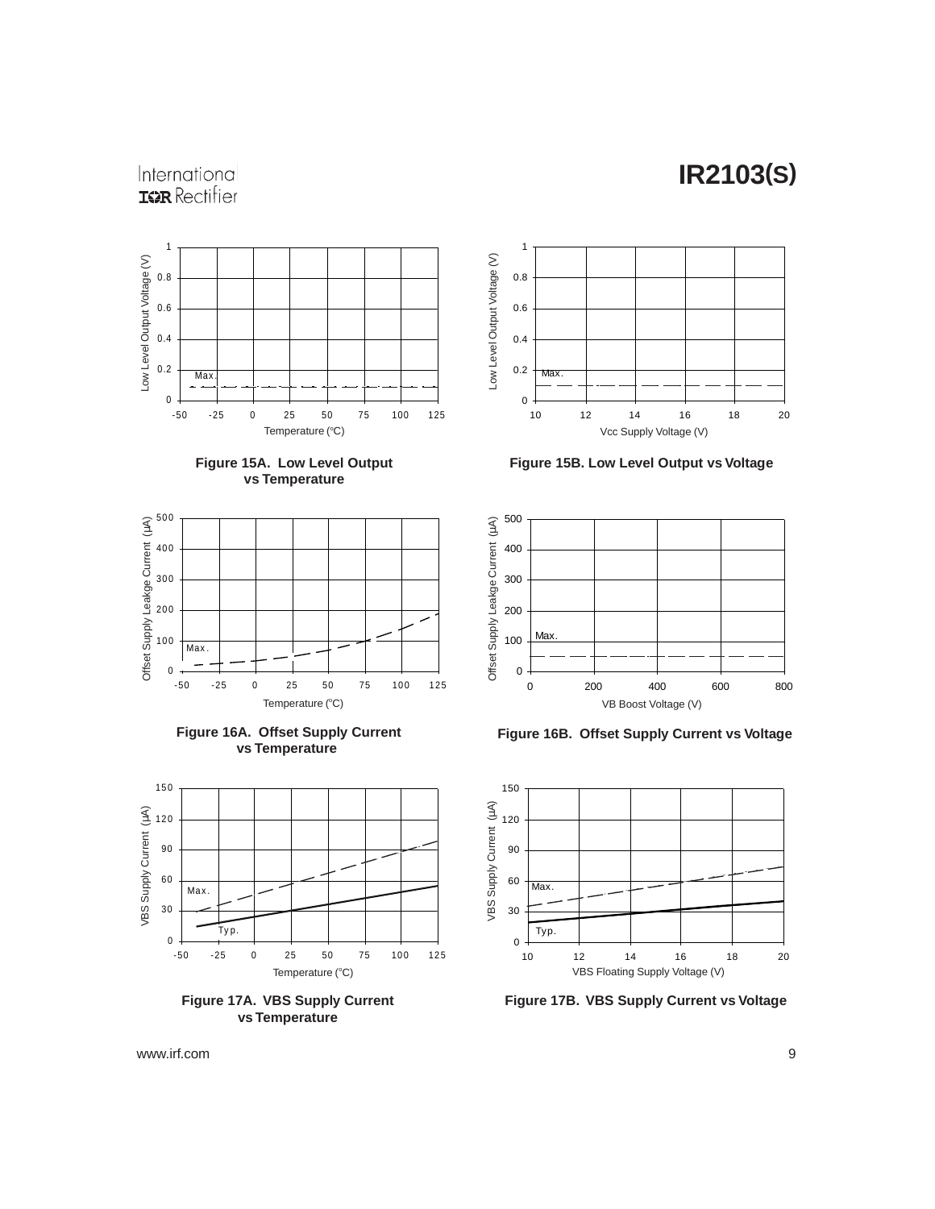Figure 15A. Low Level Output vs Temperature

Figure 15B. Low Level Output vs Voltage

Figure 16A. Offset Supply Current vs Temperature

Figure 16B. Offset Supply Current vs Voltage

Figure 17A. VBS Supply Current vs Temperature

Figure 17B. VBS Supply Current vs Voltage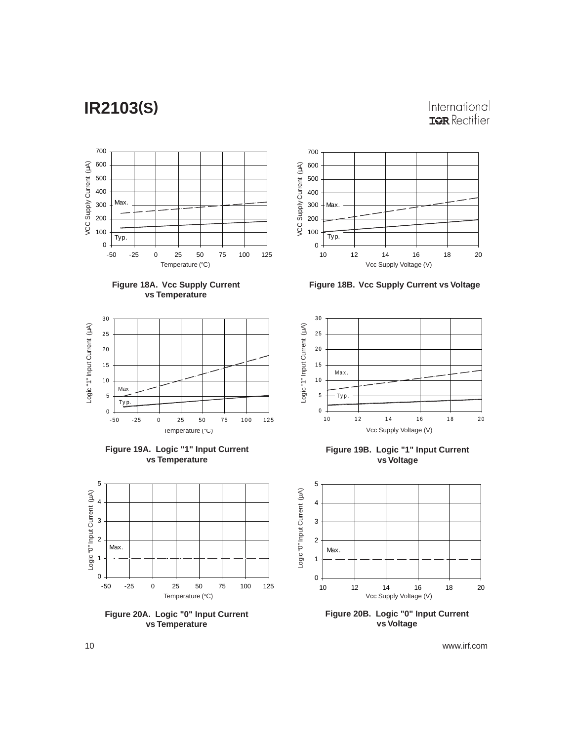Figure 18A. Vcc Supply Current vs Temperature

Figure 18B. Vcc Supply Current vs Voltage

Figure 19A. Logic "1" Input Current vs Temperature

Figure 19B. Logic "1" Input Current vs Voltage

Figure 20A. Logic "0" Input Current vs Temperature

Figure 20B. Logic "0" Input Current vs Voltage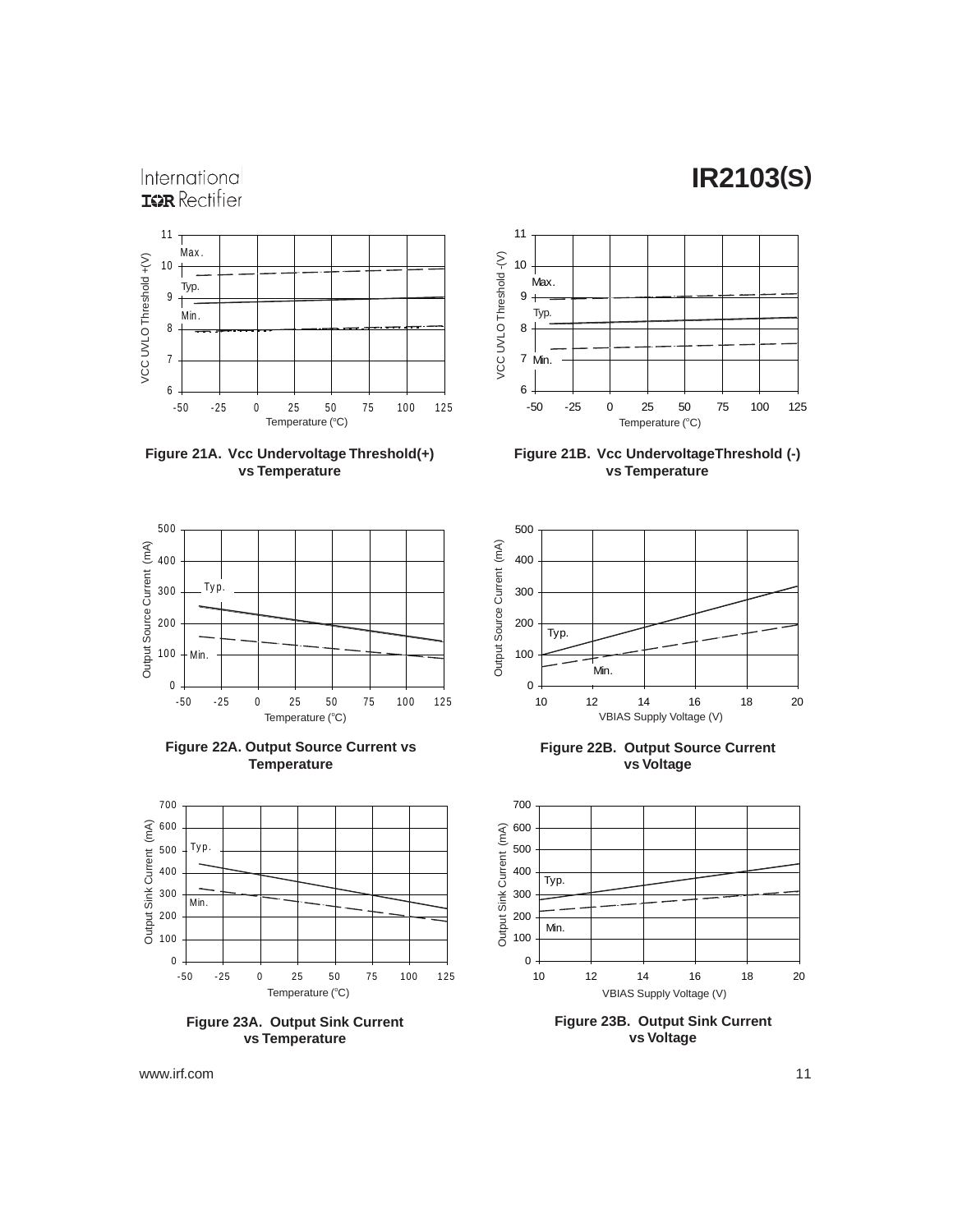Figure 21A. Vcc Undervoltage Threshold(+) vs Temperature

Figure 21B. Vcc UndervoltageThreshold (-) vs Temperature

Figure 22A. Output Source Current vs Temperature

Figure 22B. Output Source Current vs Voltage

Figure 23A. Output Sink Current vs Temperature

Figure 23B. Output Sink Current vs Voltage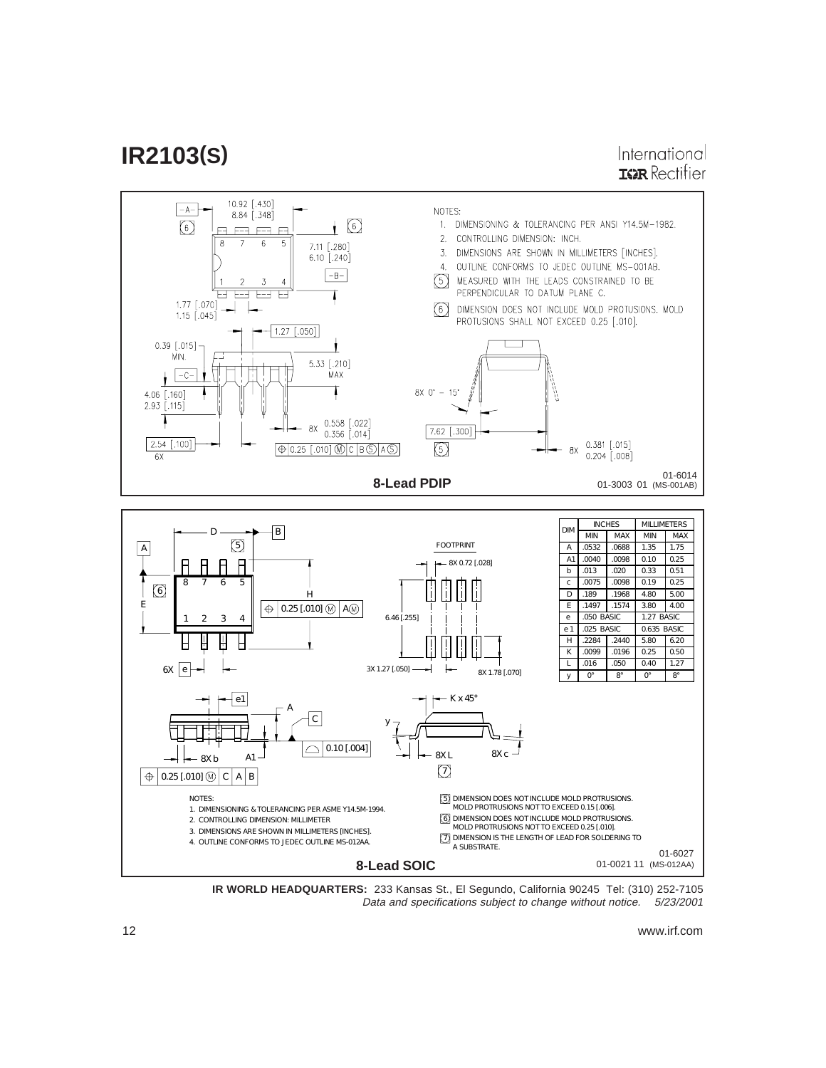## 8-Lead PDIP

NOTES:

1. DIMENSIONING & TOLERANCING PER ANSI Y14.5M-1982.
2. CONTROLLING DIMENSION: INCH.
3. DIMENSIONS ARE SHOWN IN MILLIMETERS [INCHES].
4. OUTLINE CONFORMS TO JEDEC OUTLINE MS-001AB.
5. MEASURED WITH THE LEADS CONSTRAINED TO BE PERPENDICULAR TO DATUM PLANE C.
6. DIMENSION DOES NOT INCLUDE MOLD PROTUSIONS. MOLD PROTUSIONS SHALL NOT EXCEED 0.25 [.010].

-A-
10.92 [.430]
8.84 [.348]
7.11 [.280]
6.10 [.240]
-B-
1.77 [.070]
1.15 [.045]
1.27 [.050]
0.39 [.015] MIN.
5.33 [.210] MAX
-C-
4.06 [.160]
2.93 [.115]
8X 0.558 [.022]
0.356 [.014]
2.54 [.100] 6X
0.25 [.010] M C B S A S
8X 0° - 15°
7.62 [.300]
8X 0.381 [.015]
0.204 [.008]

01-6014
01-3003 01 (MS-001AB)

## 8-Lead SOIC

| DIM | INCHES | | MILLIMETERS | |
|---|---|---|---|---|
| | MIN | MAX | MIN | MAX |
| A | .0532 | .0688 | 1.35 | 1.75 |
| A1 | .0040 | .0098 | 0.10 | 0.25 |
| b | .013 | .020 | 0.33 | 0.51 |
| c | .0075 | .0098 | 0.19 | 0.25 |
| D | .189 | .1968 | 4.80 | 5.00 |
| E | .1497 | .1574 | 3.80 | 4.00 |
| e | .050 BASIC | | 1.27 BASIC | |
| e 1 | .025 BASIC | | 0.635 BASIC | |
| H | .2284 | .2440 | 5.80 | 6.20 |
| K | .0099 | .0196 | 0.25 | 0.50 |
| L | .016 | .050 | 0.40 | 1.27 |
| y | 0° | 8° | 0° | 8° |

FOOTPRINT
8X 0.72 [.028]
6.46 [.255]
3X 1.27 [.050]
8X 1.78 [.070]

0.25 [.010] M A M
6X e
e1
K x 45°
0.10 [.004]
8X b
8X L
8X c
0.25 [.010] M C A B

NOTES:

1. DIMENSIONING & TOLERANCING PER ASME Y14.5M-1994.
2. CONTROLLING DIMENSION: MILLIMETER
3. DIMENSIONS ARE SHOWN IN MILLIMETERS [INCHES].
4. OUTLINE CONFORMS TO JEDEC OUTLINE MS-012AA.
5. DIMENSION DOES NOT INCLUDE MOLD PROTRUSIONS. MOLD PROTRUSIONS NOT TO EXCEED 0.15 [.006].
6. DIMENSION DOES NOT INCLUDE MOLD PROTRUSIONS. MOLD PROTRUSIONS NOT TO EXCEED 0.25 [.010].
7. DIMENSION IS THE LENGTH OF LEAD FOR SOLDERING TO A SUBSTRATE.

01-6027
01-0021 11 (MS-012AA)

**IR WORLD HEADQUARTERS:** 233 Kansas St., El Segundo, California 90245 Tel: (310) 252-7105
*Data and specifications subject to change without notice. 5/23/2001*